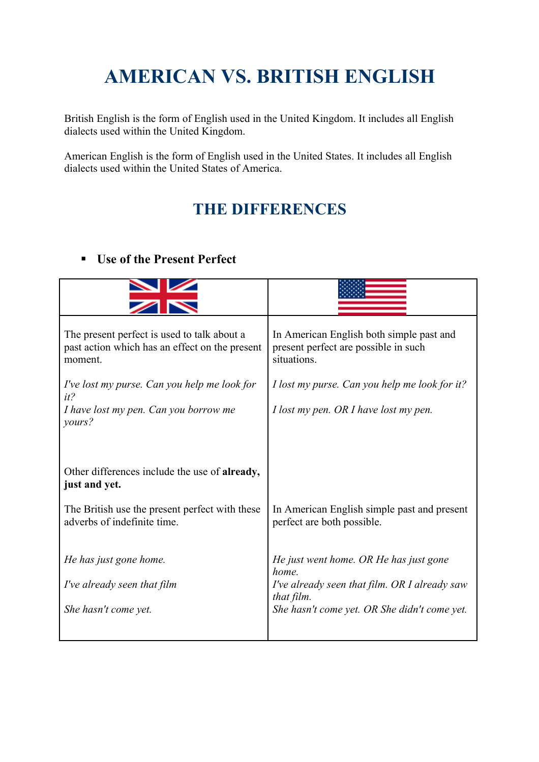# AMERICAN VS. BRITISH ENGLISH

British English is the form of English used in the United Kingdom. It includes all English dialects used within the United Kingdom.

American English is the form of English used in the United States. It includes all English dialects used within the United States of America.

## THE DIFFERENCES

- **Use of the Present Perfect**

| British English | American English |
|---|---|
| The present perfect is used to talk about a past action which has an effect on the present moment.<br><br>*I've lost my purse. Can you help me look for it?*<br>*I have lost my pen. Can you borrow me yours?* | In American English both simple past and present perfect are possible in such situations.<br><br>*I lost my purse. Can you help me look for it?*<br><br>*I lost my pen. OR I have lost my pen.* |
| Other differences include the use of **already, just and yet.**<br><br>The British use the present perfect with these adverbs of indefinite time.<br><br>*He has just gone home.*<br><br>*I've already seen that film*<br><br>*She hasn't come yet.* | <br><br>In American English simple past and present perfect are both possible.<br><br>*He just went home. OR He has just gone home.*<br>*I've already seen that film. OR I already saw that film.*<br>*She hasn't come yet. OR She didn't come yet.* |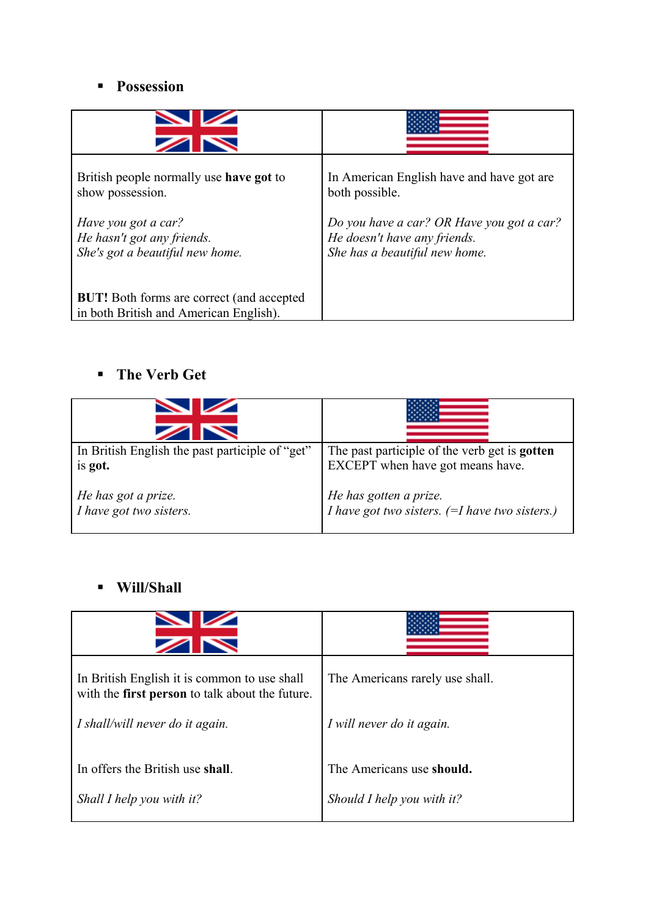- **Possession**

| British English | American English |
|---|---|
| British people normally use **have got** to show possession.<br><br>*Have you got a car?*<br>*He hasn't got any friends.*<br>*She's got a beautiful new home.*<br><br>**BUT!** Both forms are correct (and accepted in both British and American English). | In American English have and have got are both possible.<br><br>*Do you have a car? OR Have you got a car?*<br>*He doesn't have any friends.*<br>*She has a beautiful new home.* |

- **The Verb Get**

| British English | American English |
|---|---|
| In British English the past participle of "get" is **got.**<br><br>*He has got a prize.*<br>*I have got two sisters.* | The past participle of the verb get is **gotten** EXCEPT when have got means have.<br><br>*He has gotten a prize.*<br>*I have got two sisters. (=I have two sisters.)* |

- **Will/Shall**

| British English | American English |
|---|---|
| In British English it is common to use shall with the **first person** to talk about the future.<br><br>*I shall/will never do it again.* | The Americans rarely use shall.<br><br>*I will never do it again.* |
| In offers the British use **shall**.<br><br>*Shall I help you with it?* | The Americans use **should.**<br><br>*Should I help you with it?* |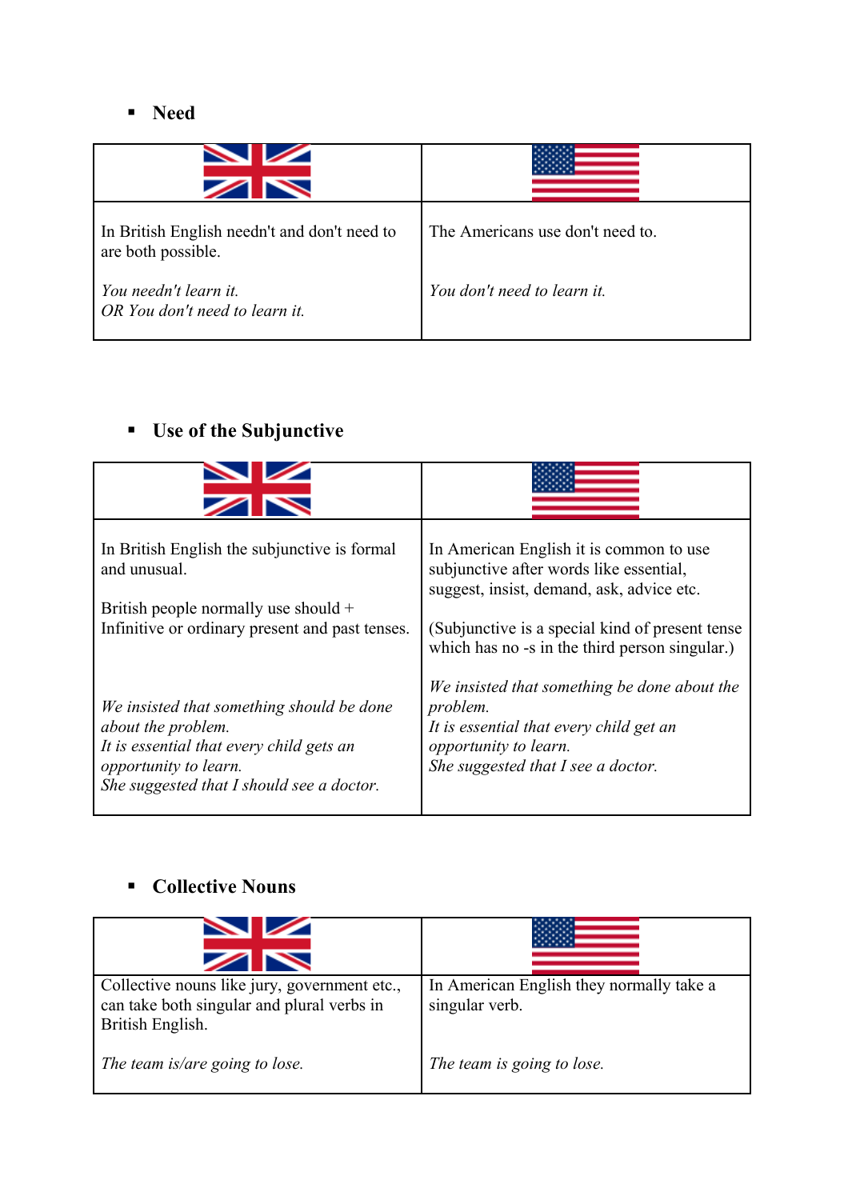- **Need**

| British English | American English |
| --- | --- |
| In British English needn't and don't need to are both possible.<br><br>*You needn't learn it.*<br>*OR You don't need to learn it.* | The Americans use don't need to.<br><br>*You don't need to learn it.* |

- **Use of the Subjunctive**

| British English | American English |
| --- | --- |
| In British English the subjunctive is formal and unusual.<br><br>British people normally use should + Infinitive or ordinary present and past tenses.<br><br>*We insisted that something should be done about the problem.*<br>*It is essential that every child gets an opportunity to learn.*<br>*She suggested that I should see a doctor.* | In American English it is common to use subjunctive after words like essential, suggest, insist, demand, ask, advice etc.<br><br>(Subjunctive is a special kind of present tense which has no -s in the third person singular.)<br><br>*We insisted that something be done about the problem.*<br>*It is essential that every child get an opportunity to learn.*<br>*She suggested that I see a doctor.* |

- **Collective Nouns**

| British English | American English |
| --- | --- |
| Collective nouns like jury, government etc., can take both singular and plural verbs in British English.<br><br>*The team is/are going to lose.* | In American English they normally take a singular verb.<br><br>*The team is going to lose.* |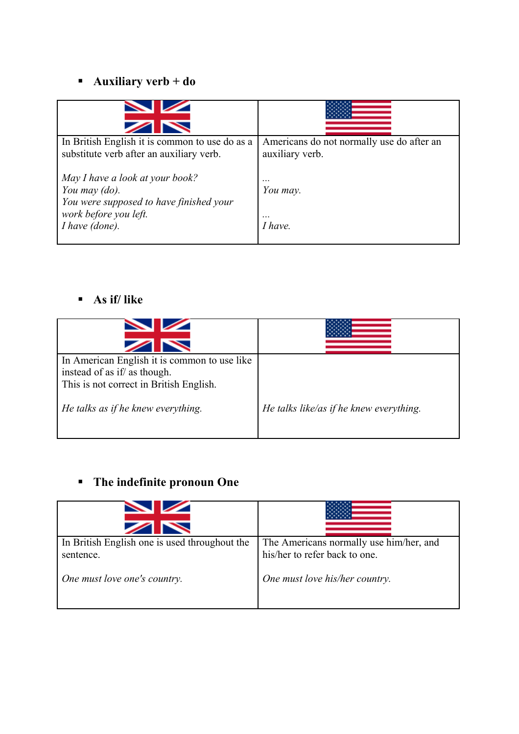- **Auxiliary verb + do**

| 🇬🇧 | 🇺🇸 |
|---|---|
| In British English it is common to use do as a substitute verb after an auxiliary verb.<br><br>*May I have a look at your book?*<br>*You may (do).*<br>*You were supposed to have finished your work before you left.*<br>*I have (done).* | Americans do not normally use do after an auxiliary verb.<br><br>…<br>*You may.*<br><br>…<br>*I have.* |

- **As if/ like**

| 🇬🇧 | 🇺🇸 |
|---|---|
| In American English it is common to use like instead of as if/ as though.<br>This is not correct in British English.<br><br>*He talks as if he knew everything.* | *He talks like/as if he knew everything.* |

- **The indefinite pronoun One**

| 🇬🇧 | 🇺🇸 |
|---|---|
| In British English one is used throughout the sentence.<br><br>*One must love one's country.* | The Americans normally use him/her, and his/her to refer back to one.<br><br>*One must love his/her country.* |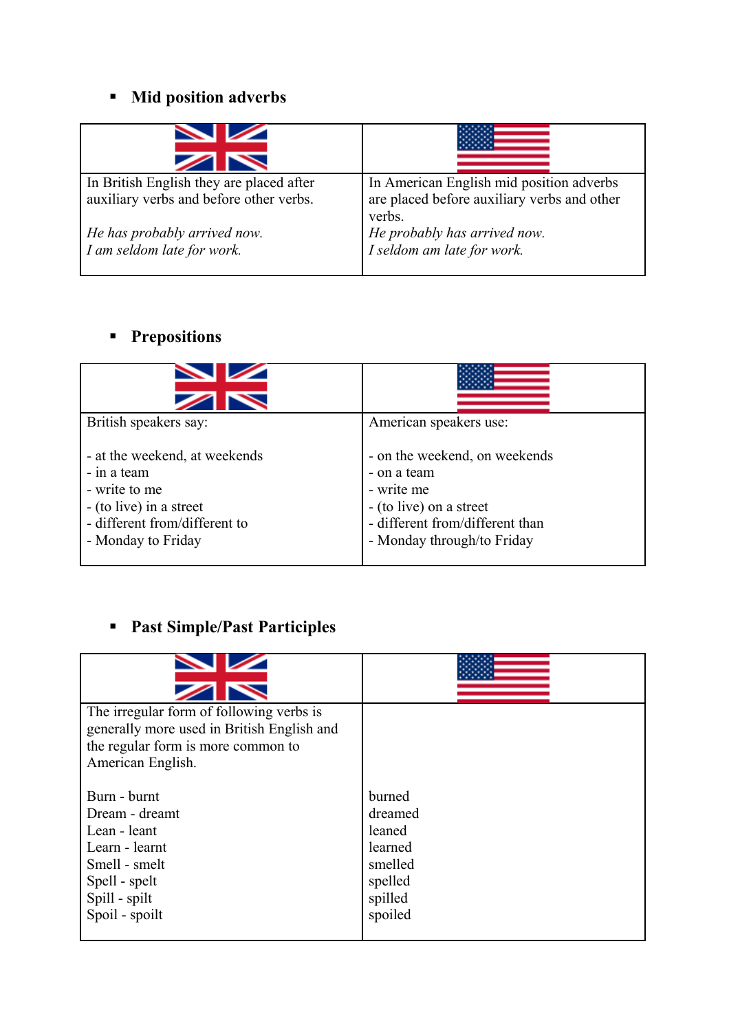- **Mid position adverbs**

| | |
|---|---|
| In British English they are placed after auxiliary verbs and before other verbs.<br><br>*He has probably arrived now.*<br>*I am seldom late for work.* | In American English mid position adverbs are placed before auxiliary verbs and other verbs.<br>*He probably has arrived now.*<br>*I seldom am late for work.* |

- **Prepositions**

| | |
|---|---|
| British speakers say:<br><br>- at the weekend, at weekends<br>- in a team<br>- write to me<br>- (to live) in a street<br>- different from/different to<br>- Monday to Friday | American speakers use:<br><br>- on the weekend, on weekends<br>- on a team<br>- write me<br>- (to live) on a street<br>- different from/different than<br>- Monday through/to Friday |

- **Past Simple/Past Participles**

| | |
|---|---|
| The irregular form of following verbs is generally more used in British English and the regular form is more common to American English.<br><br>Burn - burnt<br>Dream - dreamt<br>Lean - leant<br>Learn - learnt<br>Smell - smelt<br>Spell - spelt<br>Spill - spilt<br>Spoil - spoilt | <br><br><br><br><br>burned<br>dreamed<br>leaned<br>learned<br>smelled<br>spelled<br>spilled<br>spoiled |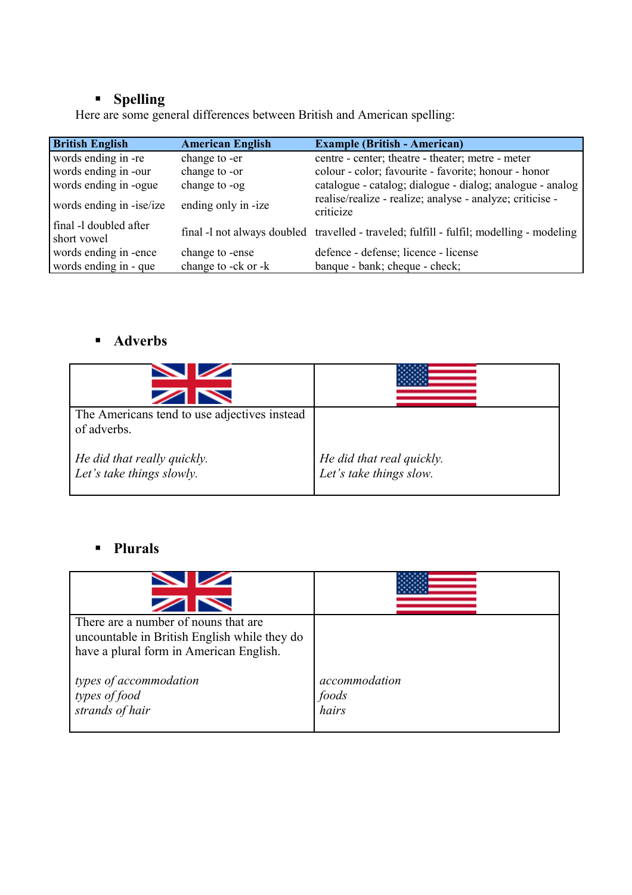- **Spelling**

Here are some general differences between British and American spelling:

| British English | American English | Example (British - American) |
|---|---|---|
| words ending in -re | change to -er | centre - center; theatre - theater; metre - meter |
| words ending in -our | change to -or | colour - color; favourite - favorite; honour - honor |
| words ending in -ogue | change to -og | catalogue - catalog; dialogue - dialog; analogue - analog |
| words ending in -ise/ize | ending only in -ize | realise/realize - realize; analyse - analyze; criticise - criticize |
| final -l doubled after short vowel | final -l not always doubled | travelled - traveled; fulfill - fulfil; modelling - modeling |
| words ending in -ence | change to -ense | defence - defense; licence - license |
| words ending in - que | change to -ck or -k | banque - bank; cheque - check; |

- **Adverbs**

| British English | American English |
|---|---|
| The Americans tend to use adjectives instead of adverbs. | |
| *He did that really quickly.*<br>*Let's take things slowly.* | *He did that real quickly.*<br>*Let's take things slow.* |

- **Plurals**

| British English | American English |
|---|---|
| There are a number of nouns that are uncountable in British English while they do have a plural form in American English. | |
| *types of accommodation*<br>*types of food*<br>*strands of hair* | *accommodation*<br>*foods*<br>*hairs* |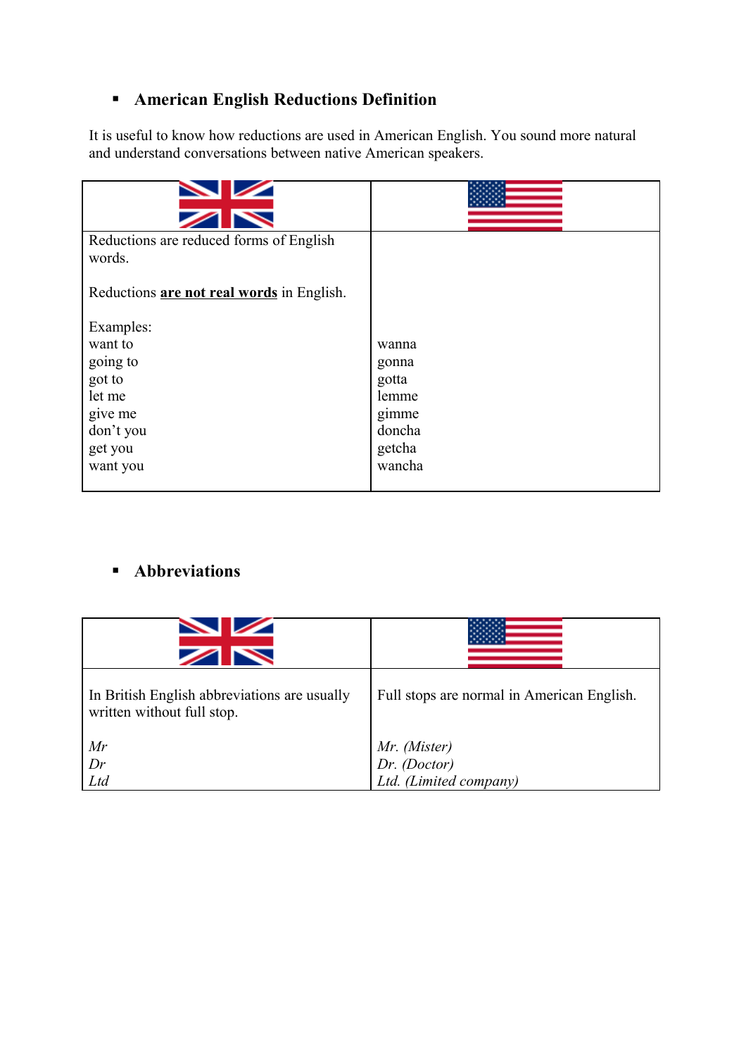- **American English Reductions Definition**

It is useful to know how reductions are used in American English. You sound more natural and understand conversations between native American speakers.

| | |
|---|---|
| Reductions are reduced forms of English words.<br><br>Reductions **<u>are not real words</u>** in English.<br><br>Examples:<br>want to<br>going to<br>got to<br>let me<br>give me<br>don't you<br>get you<br>want you | <br><br><br><br><br>wanna<br>gonna<br>gotta<br>lemme<br>gimme<br>doncha<br>getcha<br>wancha |

- **Abbreviations**

| | |
|---|---|
| In British English abbreviations are usually written without full stop.<br><br>*Mr*<br>*Dr*<br>*Ltd* | Full stops are normal in American English.<br><br>*Mr. (Mister)*<br>*Dr. (Doctor)*<br>*Ltd. (Limited company)* |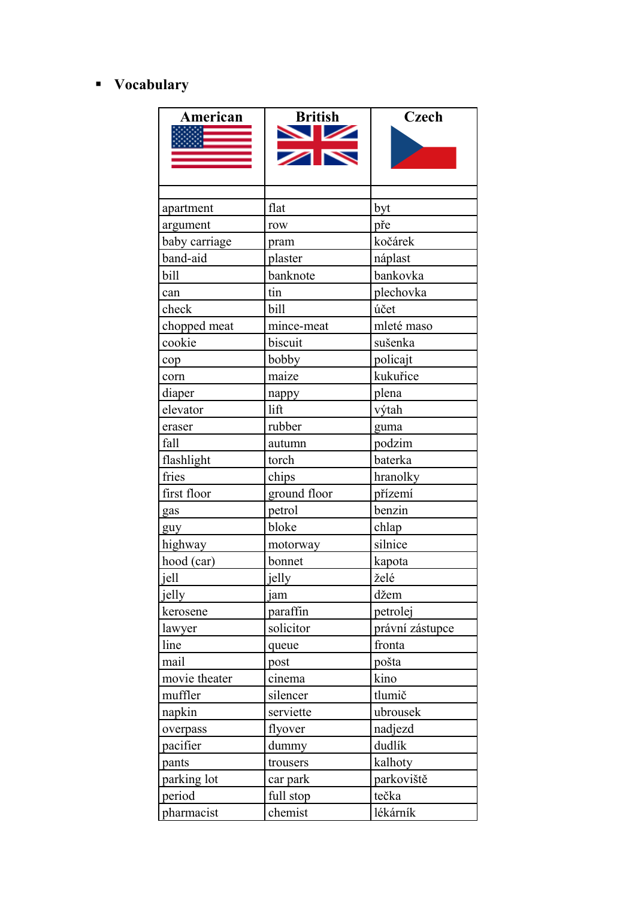- **Vocabulary**

| American | British | Czech |
|---|---|---|
| | | |
| apartment | flat | byt |
| argument | row | pře |
| baby carriage | pram | kočárek |
| band-aid | plaster | náplast |
| bill | banknote | bankovka |
| can | tin | plechovka |
| check | bill | účet |
| chopped meat | mince-meat | mleté maso |
| cookie | biscuit | sušenka |
| cop | bobby | policajt |
| corn | maize | kukuřice |
| diaper | nappy | plena |
| elevator | lift | výtah |
| eraser | rubber | guma |
| fall | autumn | podzim |
| flashlight | torch | baterka |
| fries | chips | hranolky |
| first floor | ground floor | přízemí |
| gas | petrol | benzin |
| guy | bloke | chlap |
| highway | motorway | silnice |
| hood (car) | bonnet | kapota |
| jell | jelly | želé |
| jelly | jam | džem |
| kerosene | paraffin | petrolej |
| lawyer | solicitor | právní zástupce |
| line | queue | fronta |
| mail | post | pošta |
| movie theater | cinema | kino |
| muffler | silencer | tlumič |
| napkin | serviette | ubrousek |
| overpass | flyover | nadjezd |
| pacifier | dummy | dudlík |
| pants | trousers | kalhoty |
| parking lot | car park | parkoviště |
| period | full stop | tečka |
| pharmacist | chemist | lékárník |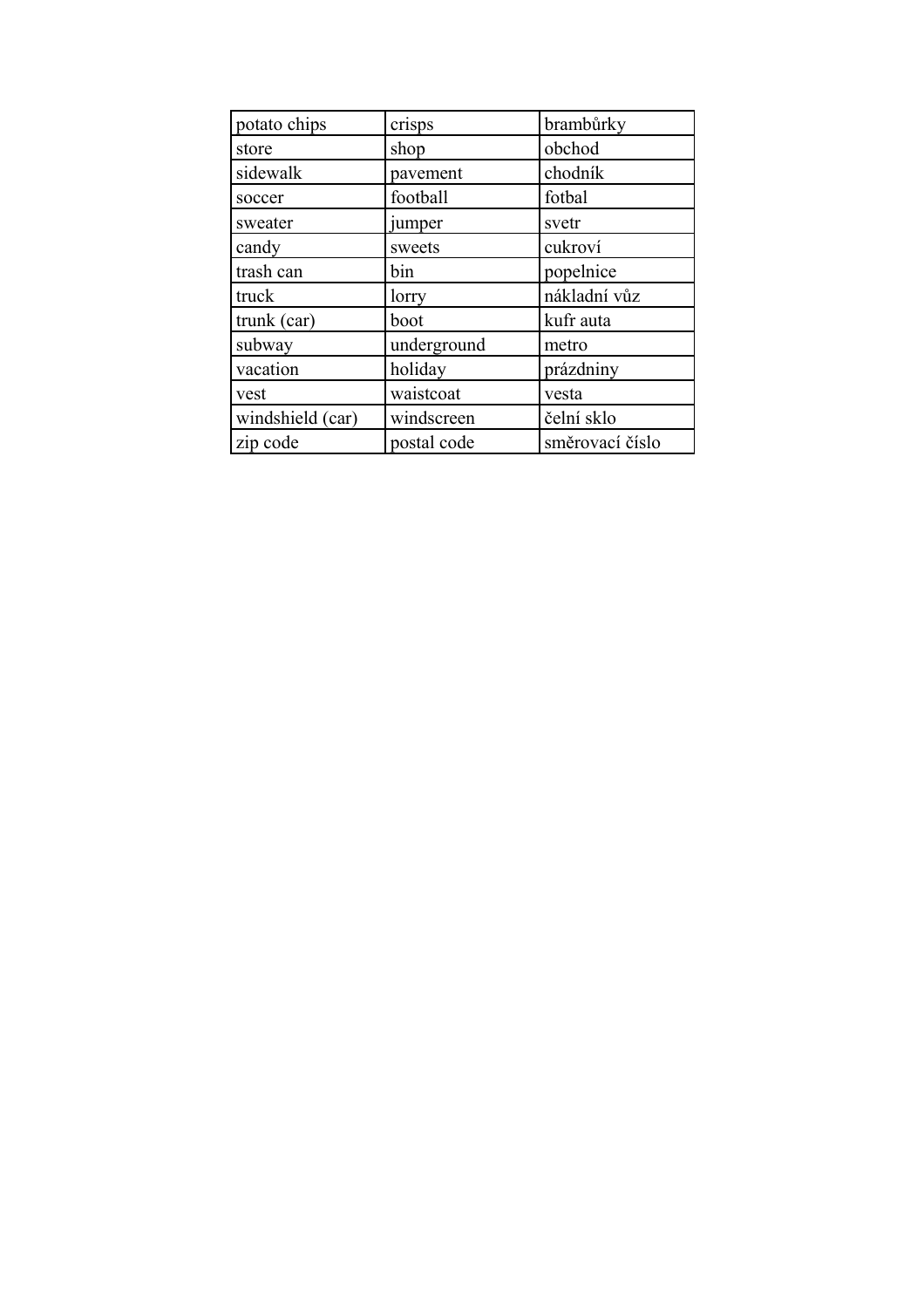| | | |
|---|---|---|
| potato chips | crisps | brambůrky |
| store | shop | obchod |
| sidewalk | pavement | chodník |
| soccer | football | fotbal |
| sweater | jumper | svetr |
| candy | sweets | cukroví |
| trash can | bin | popelnice |
| truck | lorry | nákladní vůz |
| trunk (car) | boot | kufr auta |
| subway | underground | metro |
| vacation | holiday | prázdniny |
| vest | waistcoat | vesta |
| windshield (car) | windscreen | čelní sklo |
| zip code | postal code | směrovací číslo |